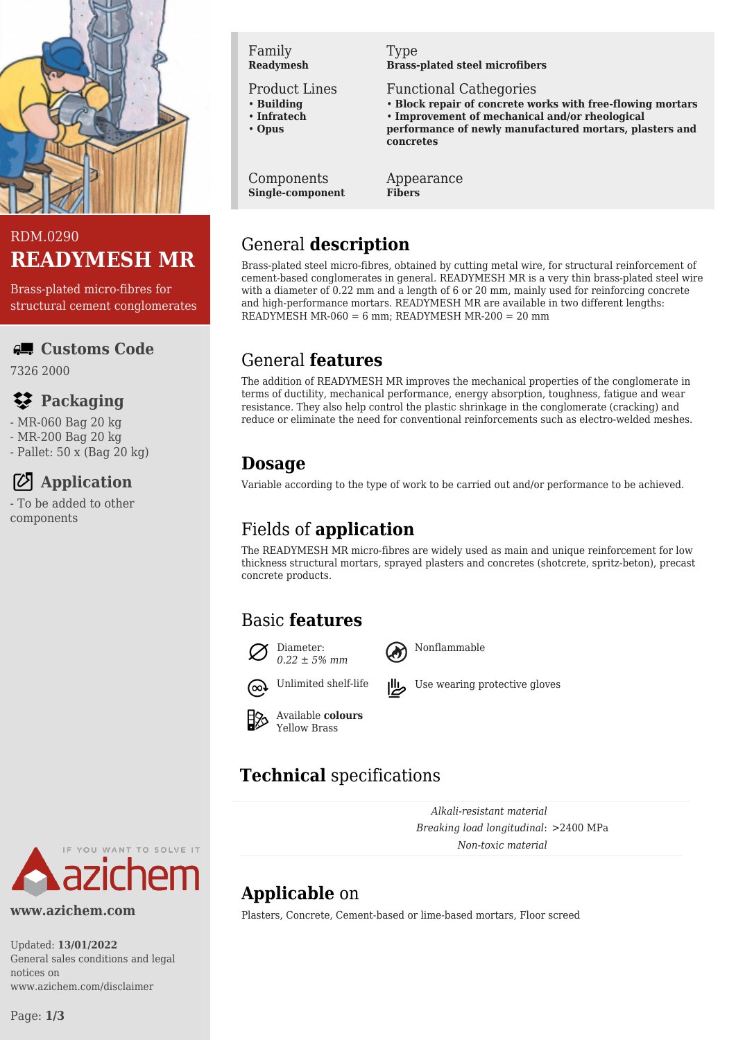RDM.0290

# READYMESH MR

Brass-plated micro-fibres for structural cement conglomerates

### Customs Code

7326 2000

### Packaging

- MR-060 Bag 20 kg
- MR-200 Bag 20 kg
- Pallet: 50 x (Bag 20 kg)

### Application

- To be added to other components

www.azichem.com

Updated: **13/01/2022**
General sales conditions and legal notices on www.azichem.com/disclaimer

| Family | Type |
|---|---|
| **Readymesh** | **Brass-plated steel microfibers** |

**Product Lines**
- **Building**
- **Infratech**
- **Opus**

**Functional Cathegories**
- **Block repair of concrete works with free-flowing mortars**
- **Improvement of mechanical and/or rheological performance of newly manufactured mortars, plasters and concretes**

| Components | Appearance |
|---|---|
| **Single-component** | **Fibers** |

## General **description**

Brass-plated steel micro-fibres, obtained by cutting metal wire, for structural reinforcement of cement-based conglomerates in general. READYMESH MR is a very thin brass-plated steel wire with a diameter of 0.22 mm and a length of 6 or 20 mm, mainly used for reinforcing concrete and high-performance mortars. READYMESH MR are available in two different lengths: READYMESH MR-060 = 6 mm; READYMESH MR-200 = 20 mm

## General **features**

The addition of READYMESH MR improves the mechanical properties of the conglomerate in terms of ductility, mechanical performance, energy absorption, toughness, fatigue and wear resistance. They also help control the plastic shrinkage in the conglomerate (cracking) and reduce or eliminate the need for conventional reinforcements such as electro-welded meshes.

## **Dosage**

Variable according to the type of work to be carried out and/or performance to be achieved.

## Fields of **application**

The READYMESH MR micro-fibres are widely used as main and unique reinforcement for low thickness structural mortars, sprayed plasters and concretes (shotcrete, spritz-beton), precast concrete products.

## Basic **features**

- Diameter: *0.22 ± 5% mm*
- Nonflammable
- Unlimited shelf-life
- Use wearing protective gloves
- Available **colours** Yellow Brass

## **Technical** specifications

*Alkali-resistant material*
*Breaking load longitudinal*: >2400 MPa
*Non-toxic material*

## **Applicable** on

Plasters, Concrete, Cement-based or lime-based mortars, Floor screed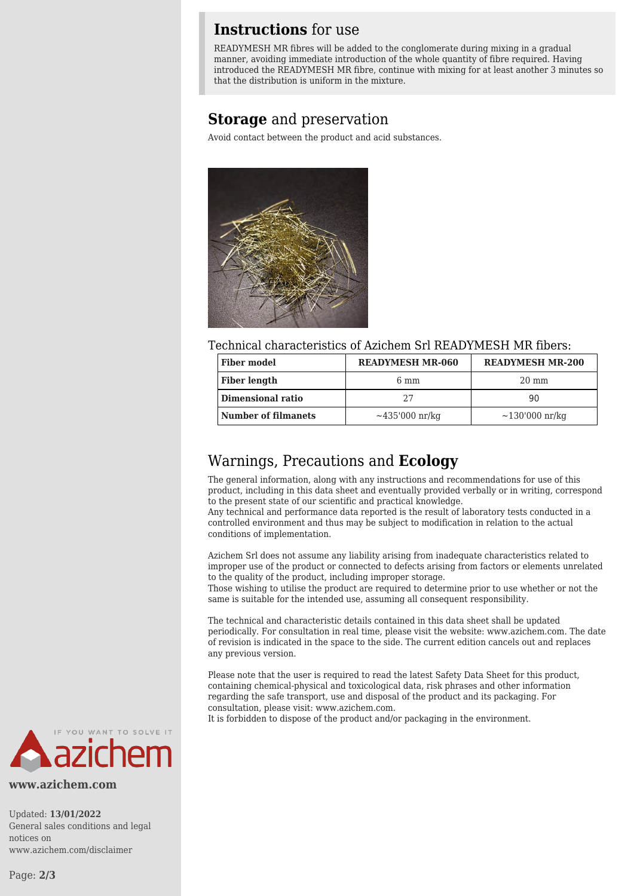## **Instructions** for use

READYMESH MR fibres will be added to the conglomerate during mixing in a gradual manner, avoiding immediate introduction of the whole quantity of fibre required. Having introduced the READYMESH MR fibre, continue with mixing for at least another 3 minutes so that the distribution is uniform in the mixture.

## **Storage** and preservation

Avoid contact between the product and acid substances.

Technical characteristics of Azichem Srl READYMESH MR fibers:

| Fiber model | READYMESH MR-060 | READYMESH MR-200 |
|---|---|---|
| Fiber length | 6 mm | 20 mm |
| Dimensional ratio | 27 | 90 |
| Number of filmanets | ~435'000 nr/kg | ~130'000 nr/kg |

## Warnings, Precautions and **Ecology**

The general information, along with any instructions and recommendations for use of this product, including in this data sheet and eventually provided verbally or in writing, correspond to the present state of our scientific and practical knowledge.
Any technical and performance data reported is the result of laboratory tests conducted in a controlled environment and thus may be subject to modification in relation to the actual conditions of implementation.

Azichem Srl does not assume any liability arising from inadequate characteristics related to improper use of the product or connected to defects arising from factors or elements unrelated to the quality of the product, including improper storage.
Those wishing to utilise the product are required to determine prior to use whether or not the same is suitable for the intended use, assuming all consequent responsibility.

The technical and characteristic details contained in this data sheet shall be updated periodically. For consultation in real time, please visit the website: www.azichem.com. The date of revision is indicated in the space to the side. The current edition cancels out and replaces any previous version.

Please note that the user is required to read the latest Safety Data Sheet for this product, containing chemical-physical and toxicological data, risk phrases and other information regarding the safe transport, use and disposal of the product and its packaging. For consultation, please visit: www.azichem.com.
It is forbidden to dispose of the product and/or packaging in the environment.

IF YOU WANT TO SOLVE IT azichem

**www.azichem.com**

Updated: **13/01/2022**
General sales conditions and legal notices on www.azichem.com/disclaimer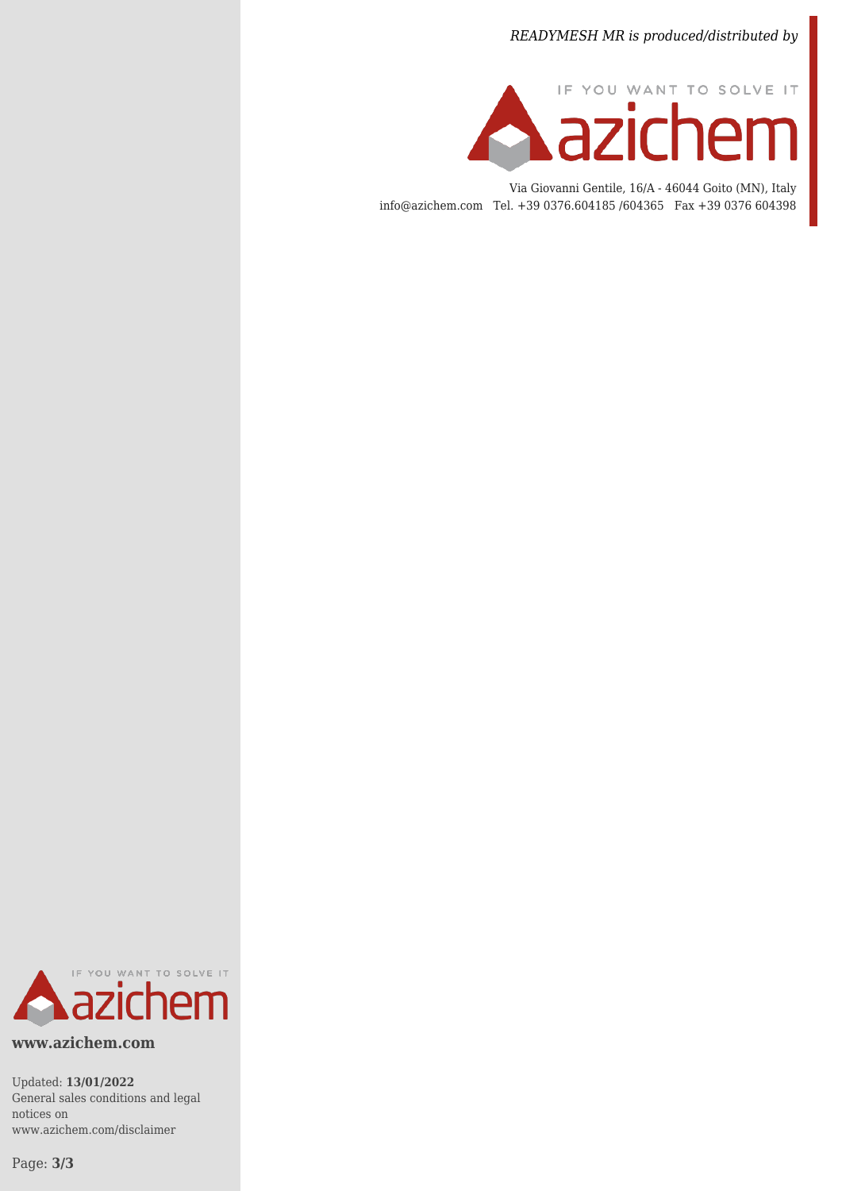*READYMESH MR is produced/distributed by*

IF YOU WANT TO SOLVE IT

azichem

Via Giovanni Gentile, 16/A - 46044 Goito (MN), Italy
info@azichem.com Tel. +39 0376.604185 /604365 Fax +39 0376 604398

IF YOU WANT TO SOLVE IT

azichem

**www.azichem.com**

Updated: **13/01/2022**
General sales conditions and legal notices on www.azichem.com/disclaimer